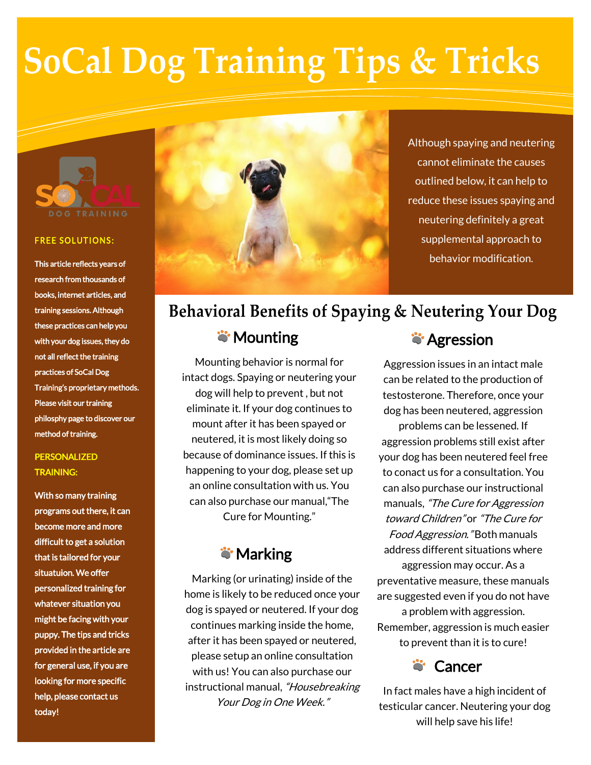# SoCal Dog Training Tips & Tricks

SO CAL DOG TRAINING

**FREE SOLUTIONS:**

This article reflects years of research from thousands of books, internet articles, and training sessions. Although these practices can help you with your dog issues, they do not all reflect the training practices of SoCal Dog Training's proprietary methods. Please visit our training philosphy page to discover our method of training.

**PERSONALIZED TRAINING:**

With so many training programs out there, it can become more and more difficult to get a solution that is tailored for your situatuion. We offer personalized training for whatever situation you might be facing with your puppy. The tips and tricks provided in the article are for general use, if you are looking for more specific help, please contact us today!

Although spaying and neutering cannot eliminate the causes outlined below, it can help to reduce these issues spaying and neutering definitely a great supplemental approach to behavior modification.

## Behavioral Benefits of Spaying & Neutering Your Dog

### Mounting

Mounting behavior is normal for intact dogs. Spaying or neutering your dog will help to prevent , but not eliminate it. If your dog continues to mount after it has been spayed or neutered, it is most likely doing so because of dominance issues. If this is happening to your dog, please set up an online consultation with us. You can also purchase our manual,"The Cure for Mounting."

### Marking

Marking (or urinating) inside of the home is likely to be reduced once your dog is spayed or neutered. If your dog continues marking inside the home, after it has been spayed or neutered, please setup an online consultation with us! You can also purchase our instructional manual, *"Housebreaking Your Dog in One Week."*

### Agression

Aggression issues in an intact male can be related to the production of testosterone. Therefore, once your dog has been neutered, aggression problems can be lessened. If aggression problems still exist after your dog has been neutered feel free to conact us for a consultation. You can also purchase our instructional manuals, *"The Cure for Aggression toward Children"* or *"The Cure for Food Aggression."* Both manuals address different situations where aggression may occur. As a preventative measure, these manuals are suggested even if you do not have a problem with aggression. Remember, aggression is much easier to prevent than it is to cure!

### Cancer

In fact males have a high incident of testicular cancer. Neutering your dog will help save his life!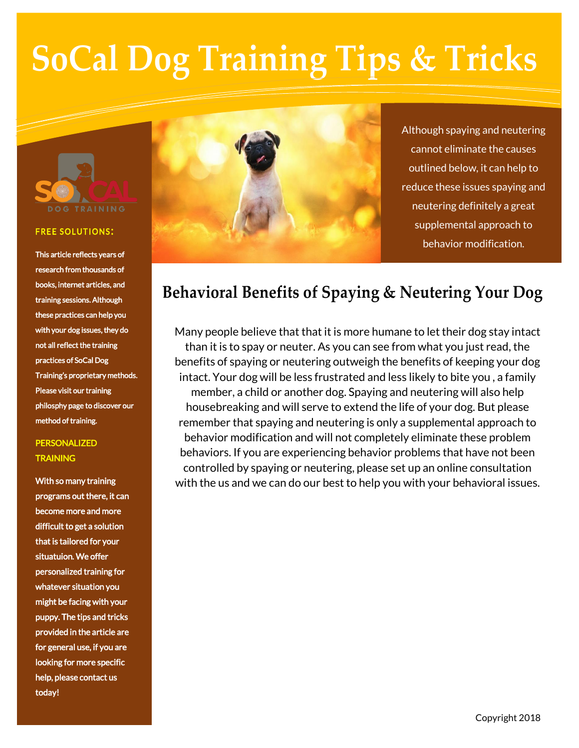# SoCal Dog Training Tips & Tricks

**FREE SOLUTIONS:**

**This article reflects years of research from thousands of books, internet articles, and training sessions. Although these practices can help you with your dog issues, they do not all reflect the training practices of SoCal Dog Training's proprietary methods. Please visit our training philosphy page to discover our method of training.**

**PERSONALIZED TRAINING**

**With so many training programs out there, it can become more and more difficult to get a solution that is tailored for your situatuion. We offer personalized training for whatever situation you might be facing with your puppy. The tips and tricks provided in the article are for general use, if you are looking for more specific help, please contact us today!**

Although spaying and neutering cannot eliminate the causes outlined below, it can help to reduce these issues spaying and neutering definitely a great supplemental approach to behavior modification.

## Behavioral Benefits of Spaying & Neutering Your Dog

Many people believe that that it is more humane to let their dog stay intact than it is to spay or neuter. As you can see from what you just read, the benefits of spaying or neutering outweigh the benefits of keeping your dog intact. Your dog will be less frustrated and less likely to bite you , a family member, a child or another dog. Spaying and neutering will also help housebreaking and will serve to extend the life of your dog. But please remember that spaying and neutering is only a supplemental approach to behavior modification and will not completely eliminate these problem behaviors. If you are experiencing behavior problems that have not been controlled by spaying or neutering, please set up an online consultation with the us and we can do our best to help you with your behavioral issues.

Copyright 2018